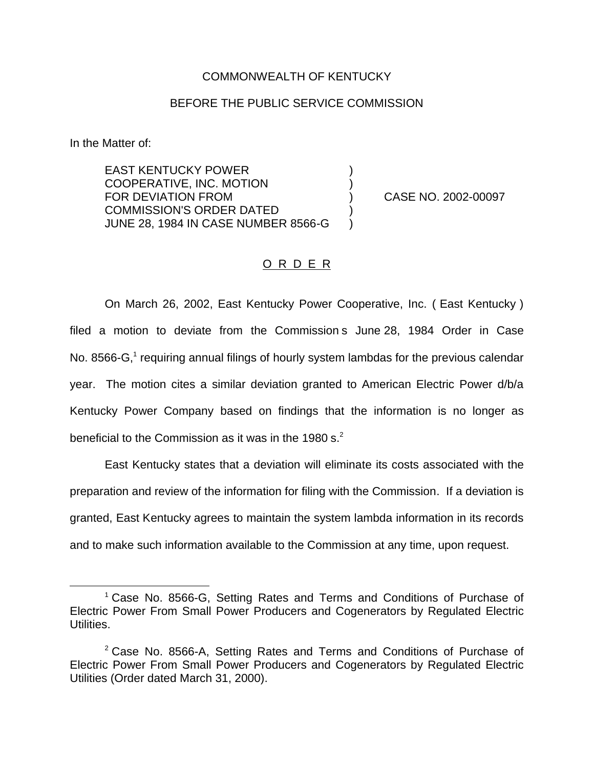COMMONWEALTH OF KENTUCKY

BEFORE THE PUBLIC SERVICE COMMISSION

In the Matter of:

| | | |
|---|---|---|
| EAST KENTUCKY POWER COOPERATIVE, INC. MOTION FOR DEVIATION FROM COMMISSION'S ORDER DATED JUNE 28, 1984 IN CASE NUMBER 8566-G | ) | CASE NO. 2002-00097 |

O R D E R

On March 26, 2002, East Kentucky Power Cooperative, Inc. ( East Kentucky ) filed a motion to deviate from the Commission s June 28, 1984 Order in Case No. 8566-G,[1] requiring annual filings of hourly system lambdas for the previous calendar year. The motion cites a similar deviation granted to American Electric Power d/b/a Kentucky Power Company based on findings that the information is no longer as beneficial to the Commission as it was in the 1980 s.[2]

East Kentucky states that a deviation will eliminate its costs associated with the preparation and review of the information for filing with the Commission. If a deviation is granted, East Kentucky agrees to maintain the system lambda information in its records and to make such information available to the Commission at any time, upon request.

---

[1] Case No. 8566-G, Setting Rates and Terms and Conditions of Purchase of Electric Power From Small Power Producers and Cogenerators by Regulated Electric Utilities.

[2] Case No. 8566-A, Setting Rates and Terms and Conditions of Purchase of Electric Power From Small Power Producers and Cogenerators by Regulated Electric Utilities (Order dated March 31, 2000).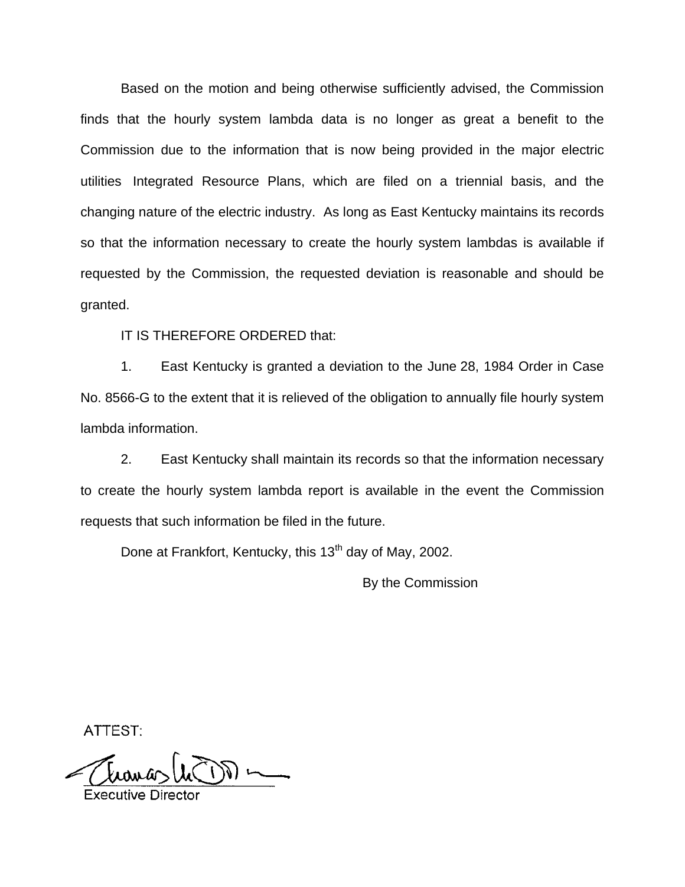Based on the motion and being otherwise sufficiently advised, the Commission finds that the hourly system lambda data is no longer as great a benefit to the Commission due to the information that is now being provided in the major electric utilities Integrated Resource Plans, which are filed on a triennial basis, and the changing nature of the electric industry. As long as East Kentucky maintains its records so that the information necessary to create the hourly system lambdas is available if requested by the Commission, the requested deviation is reasonable and should be granted.

IT IS THEREFORE ORDERED that:

1. East Kentucky is granted a deviation to the June 28, 1984 Order in Case No. 8566-G to the extent that it is relieved of the obligation to annually file hourly system lambda information.

2. East Kentucky shall maintain its records so that the information necessary to create the hourly system lambda report is available in the event the Commission requests that such information be filed in the future.

Done at Frankfort, Kentucky, this 13th day of May, 2002.

By the Commission

ATTEST:

Executive Director